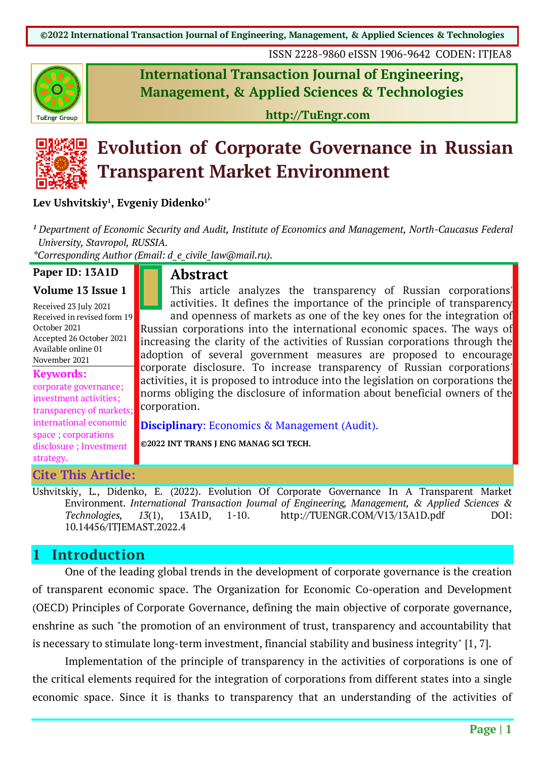# Evolution of Corporate Governance in Russian Transparent Market Environment

**Lev Ushvitskiy[1], Evgeniy Didenko[1*]**

*[1] Department of Economic Security and Audit, Institute of Economics and Management, North-Caucasus Federal University, Stavropol, RUSSIA.*
*\*Corresponding Author (Email: d_e_civile_law@mail.ru).*

**Paper ID: 13A1D**

**Volume 13 Issue 1**

Received 23 July 2021
Received in revised form 19 October 2021
Accepted 26 October 2021
Available online 01 November 2021

**Keywords:**
corporate governance; investment activities; transparency of markets; international economic space ; corporations disclosure ; Investment strategy.

## Abstract

This article analyzes the transparency of Russian corporations' activities. It defines the importance of the principle of transparency and openness of markets as one of the key ones for the integration of Russian corporations into the international economic spaces. The ways of increasing the clarity of the activities of Russian corporations through the adoption of several government measures are proposed to encourage corporate disclosure. To increase transparency of Russian corporations' activities, it is proposed to introduce into the legislation on corporations the norms obliging the disclosure of information about beneficial owners of the corporation.

**Disciplinary**: Economics & Management (Audit).

**©2022 INT TRANS J ENG MANAG SCI TECH.**

## Cite This Article:

Ushvitskiy, L., Didenko, E. (2022). Evolution Of Corporate Governance In A Transparent Market Environment. *International Transaction Journal of Engineering, Management, & Applied Sciences & Technologies, 13*(1), 13A1D, 1-10. http://TUENGR.COM/V13/13A1D.pdf DOI: 10.14456/ITJEMAST.2022.4

## 1 Introduction

One of the leading global trends in the development of corporate governance is the creation of transparent economic space. The Organization for Economic Co-operation and Development (OECD) Principles of Corporate Governance, defining the main objective of corporate governance, enshrine as such "the promotion of an environment of trust, transparency and accountability that is necessary to stimulate long-term investment, financial stability and business integrity" [1, 7].

Implementation of the principle of transparency in the activities of corporations is one of the critical elements required for the integration of corporations from different states into a single economic space. Since it is thanks to transparency that an understanding of the activities of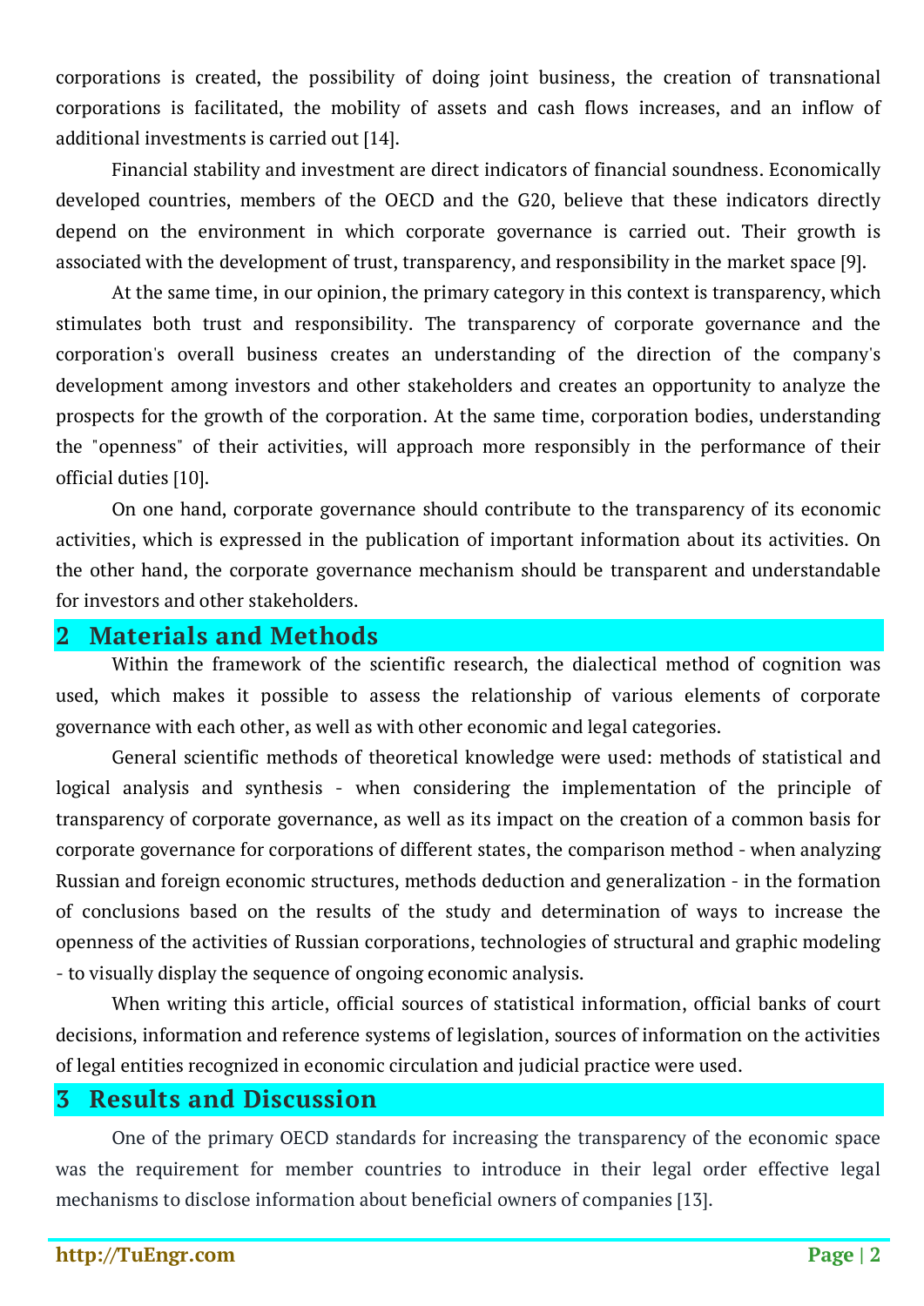corporations is created, the possibility of doing joint business, the creation of transnational corporations is facilitated, the mobility of assets and cash flows increases, and an inflow of additional investments is carried out [14].

Financial stability and investment are direct indicators of financial soundness. Economically developed countries, members of the OECD and the G20, believe that these indicators directly depend on the environment in which corporate governance is carried out. Their growth is associated with the development of trust, transparency, and responsibility in the market space [9].

At the same time, in our opinion, the primary category in this context is transparency, which stimulates both trust and responsibility. The transparency of corporate governance and the corporation's overall business creates an understanding of the direction of the company's development among investors and other stakeholders and creates an opportunity to analyze the prospects for the growth of the corporation. At the same time, corporation bodies, understanding the "openness" of their activities, will approach more responsibly in the performance of their official duties [10].

On one hand, corporate governance should contribute to the transparency of its economic activities, which is expressed in the publication of important information about its activities. On the other hand, the corporate governance mechanism should be transparent and understandable for investors and other stakeholders.

## 2 Materials and Methods

Within the framework of the scientific research, the dialectical method of cognition was used, which makes it possible to assess the relationship of various elements of corporate governance with each other, as well as with other economic and legal categories.

General scientific methods of theoretical knowledge were used: methods of statistical and logical analysis and synthesis - when considering the implementation of the principle of transparency of corporate governance, as well as its impact on the creation of a common basis for corporate governance for corporations of different states, the comparison method - when analyzing Russian and foreign economic structures, methods deduction and generalization - in the formation of conclusions based on the results of the study and determination of ways to increase the openness of the activities of Russian corporations, technologies of structural and graphic modeling - to visually display the sequence of ongoing economic analysis.

When writing this article, official sources of statistical information, official banks of court decisions, information and reference systems of legislation, sources of information on the activities of legal entities recognized in economic circulation and judicial practice were used.

## 3 Results and Discussion

One of the primary OECD standards for increasing the transparency of the economic space was the requirement for member countries to introduce in their legal order effective legal mechanisms to disclose information about beneficial owners of companies [13].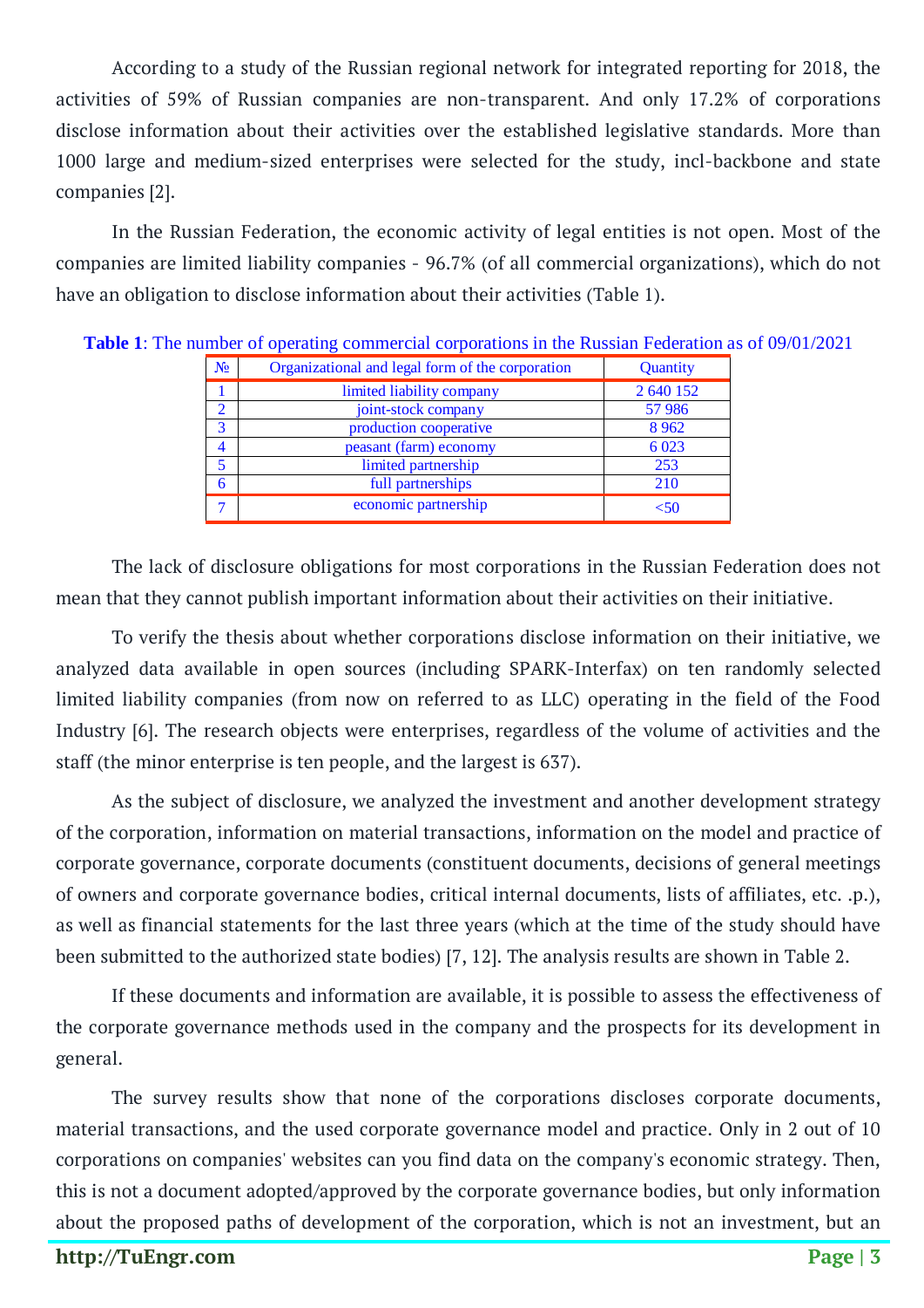According to a study of the Russian regional network for integrated reporting for 2018, the activities of 59% of Russian companies are non-transparent. And only 17.2% of corporations disclose information about their activities over the established legislative standards. More than 1000 large and medium-sized enterprises were selected for the study, incl-backbone and state companies [2].

In the Russian Federation, the economic activity of legal entities is not open. Most of the companies are limited liability companies - 96.7% (of all commercial organizations), which do not have an obligation to disclose information about their activities (Table 1).

**Table 1**: The number of operating commercial corporations in the Russian Federation as of 09/01/2021

| № | Organizational and legal form of the corporation | Quantity |
|---|---|---|
| 1 | limited liability company | 2 640 152 |
| 2 | joint-stock company | 57 986 |
| 3 | production cooperative | 8 962 |
| 4 | peasant (farm) economy | 6 023 |
| 5 | limited partnership | 253 |
| 6 | full partnerships | 210 |
| 7 | economic partnership | <50 |

The lack of disclosure obligations for most corporations in the Russian Federation does not mean that they cannot publish important information about their activities on their initiative.

To verify the thesis about whether corporations disclose information on their initiative, we analyzed data available in open sources (including SPARK-Interfax) on ten randomly selected limited liability companies (from now on referred to as LLC) operating in the field of the Food Industry [6]. The research objects were enterprises, regardless of the volume of activities and the staff (the minor enterprise is ten people, and the largest is 637).

As the subject of disclosure, we analyzed the investment and another development strategy of the corporation, information on material transactions, information on the model and practice of corporate governance, corporate documents (constituent documents, decisions of general meetings of owners and corporate governance bodies, critical internal documents, lists of affiliates, etc. .p.), as well as financial statements for the last three years (which at the time of the study should have been submitted to the authorized state bodies) [7, 12]. The analysis results are shown in Table 2.

If these documents and information are available, it is possible to assess the effectiveness of the corporate governance methods used in the company and the prospects for its development in general.

The survey results show that none of the corporations discloses corporate documents, material transactions, and the used corporate governance model and practice. Only in 2 out of 10 corporations on companies' websites can you find data on the company's economic strategy. Then, this is not a document adopted/approved by the corporate governance bodies, but only information about the proposed paths of development of the corporation, which is not an investment, but an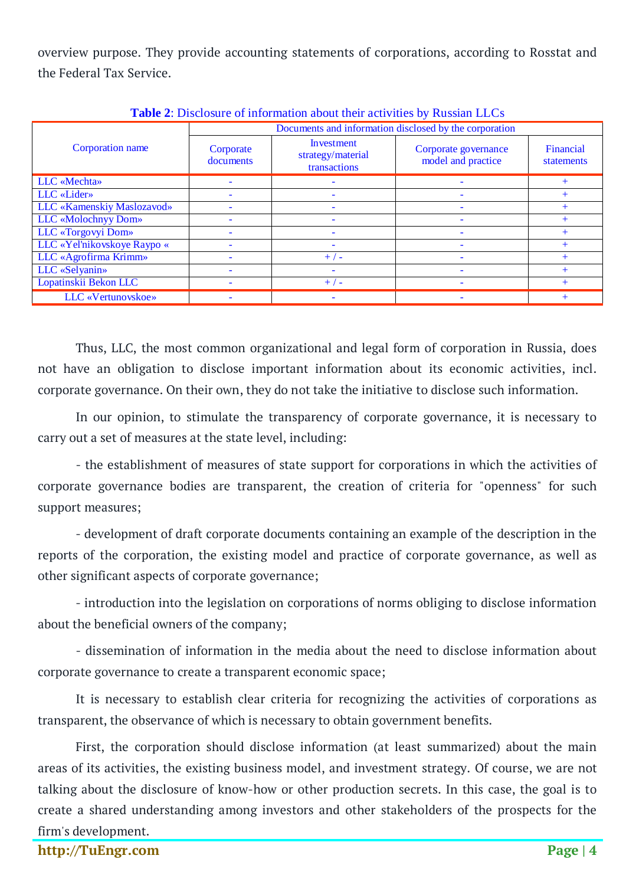overview purpose. They provide accounting statements of corporations, according to Rosstat and the Federal Tax Service.

**Table 2**: Disclosure of information about their activities by Russian LLCs

| Corporation name | Documents and information disclosed by the corporation | | | |
|---|---|---|---|---|
| | Corporate documents | Investment strategy/material transactions | Corporate governance model and practice | Financial statements |
| LLC «Mechta» | - | - | - | + |
| LLC «Lider» | - | - | - | + |
| LLC «Kamenskiy Maslozavod» | - | - | - | + |
| LLC «Molochnyy Dom» | - | - | - | + |
| LLC «Torgovyi Dom» | - | - | - | + |
| LLC «Yel'nikovskoye Raypo « | - | - | - | + |
| LLC «Agrofirma Krimm» | - | + / - | - | + |
| LLC «Selyanin» | - | - | - | + |
| Lopatinskii Bekon LLC | - | + / - | - | + |
| LLC «Vertunovskoe» | - | - | - | + |

Thus, LLC, the most common organizational and legal form of corporation in Russia, does not have an obligation to disclose important information about its economic activities, incl. corporate governance. On their own, they do not take the initiative to disclose such information.

In our opinion, to stimulate the transparency of corporate governance, it is necessary to carry out a set of measures at the state level, including:

- the establishment of measures of state support for corporations in which the activities of corporate governance bodies are transparent, the creation of criteria for "openness" for such support measures;

- development of draft corporate documents containing an example of the description in the reports of the corporation, the existing model and practice of corporate governance, as well as other significant aspects of corporate governance;

- introduction into the legislation on corporations of norms obliging to disclose information about the beneficial owners of the company;

- dissemination of information in the media about the need to disclose information about corporate governance to create a transparent economic space;

It is necessary to establish clear criteria for recognizing the activities of corporations as transparent, the observance of which is necessary to obtain government benefits.

First, the corporation should disclose information (at least summarized) about the main areas of its activities, the existing business model, and investment strategy. Of course, we are not talking about the disclosure of know-how or other production secrets. In this case, the goal is to create a shared understanding among investors and other stakeholders of the prospects for the firm's development.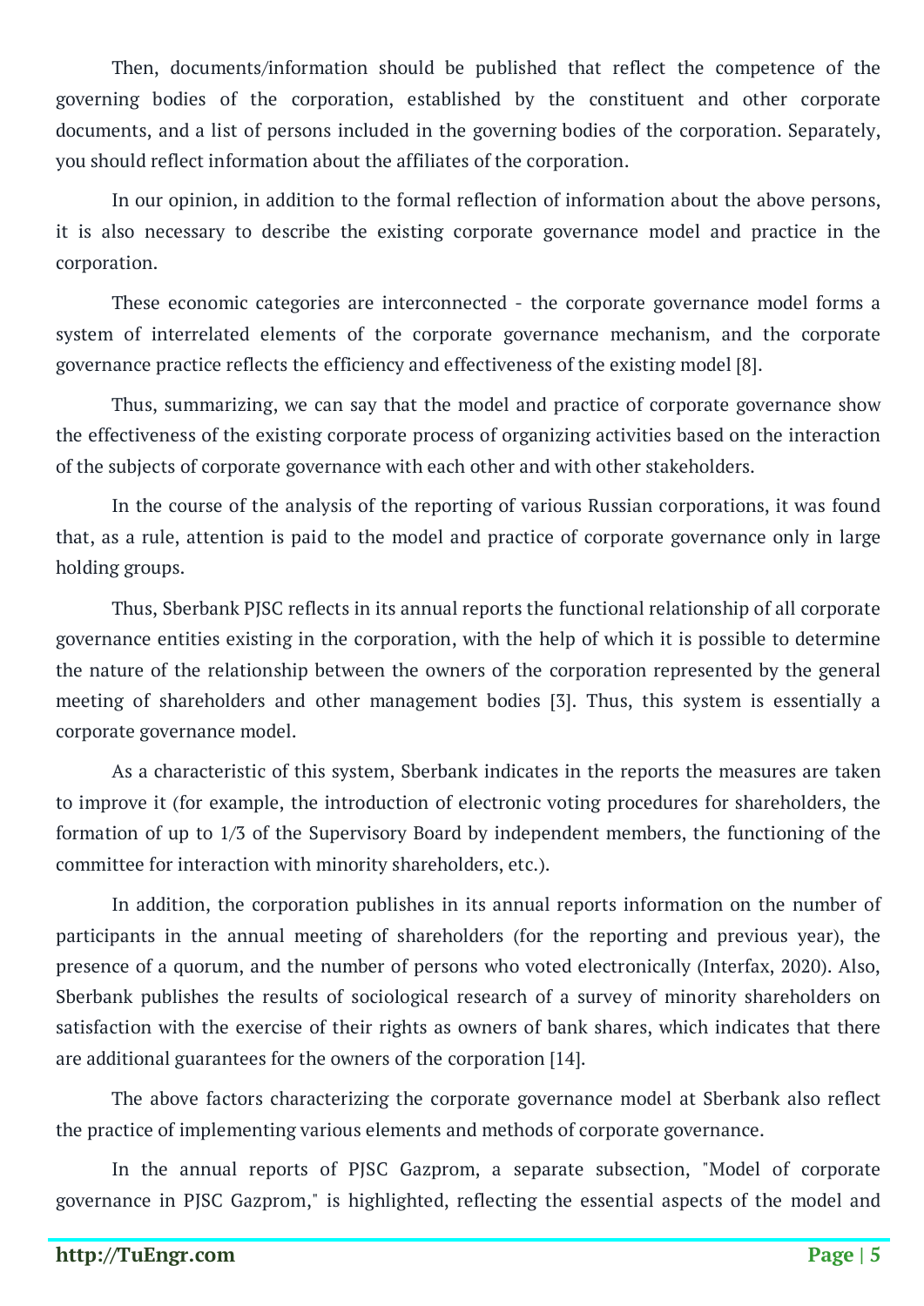Then, documents/information should be published that reflect the competence of the governing bodies of the corporation, established by the constituent and other corporate documents, and a list of persons included in the governing bodies of the corporation. Separately, you should reflect information about the affiliates of the corporation.

In our opinion, in addition to the formal reflection of information about the above persons, it is also necessary to describe the existing corporate governance model and practice in the corporation.

These economic categories are interconnected - the corporate governance model forms a system of interrelated elements of the corporate governance mechanism, and the corporate governance practice reflects the efficiency and effectiveness of the existing model [8].

Thus, summarizing, we can say that the model and practice of corporate governance show the effectiveness of the existing corporate process of organizing activities based on the interaction of the subjects of corporate governance with each other and with other stakeholders.

In the course of the analysis of the reporting of various Russian corporations, it was found that, as a rule, attention is paid to the model and practice of corporate governance only in large holding groups.

Thus, Sberbank PJSC reflects in its annual reports the functional relationship of all corporate governance entities existing in the corporation, with the help of which it is possible to determine the nature of the relationship between the owners of the corporation represented by the general meeting of shareholders and other management bodies [3]. Thus, this system is essentially a corporate governance model.

As a characteristic of this system, Sberbank indicates in the reports the measures are taken to improve it (for example, the introduction of electronic voting procedures for shareholders, the formation of up to 1/3 of the Supervisory Board by independent members, the functioning of the committee for interaction with minority shareholders, etc.).

In addition, the corporation publishes in its annual reports information on the number of participants in the annual meeting of shareholders (for the reporting and previous year), the presence of a quorum, and the number of persons who voted electronically (Interfax, 2020). Also, Sberbank publishes the results of sociological research of a survey of minority shareholders on satisfaction with the exercise of their rights as owners of bank shares, which indicates that there are additional guarantees for the owners of the corporation [14].

The above factors characterizing the corporate governance model at Sberbank also reflect the practice of implementing various elements and methods of corporate governance.

In the annual reports of PJSC Gazprom, a separate subsection, "Model of corporate governance in PJSC Gazprom," is highlighted, reflecting the essential aspects of the model and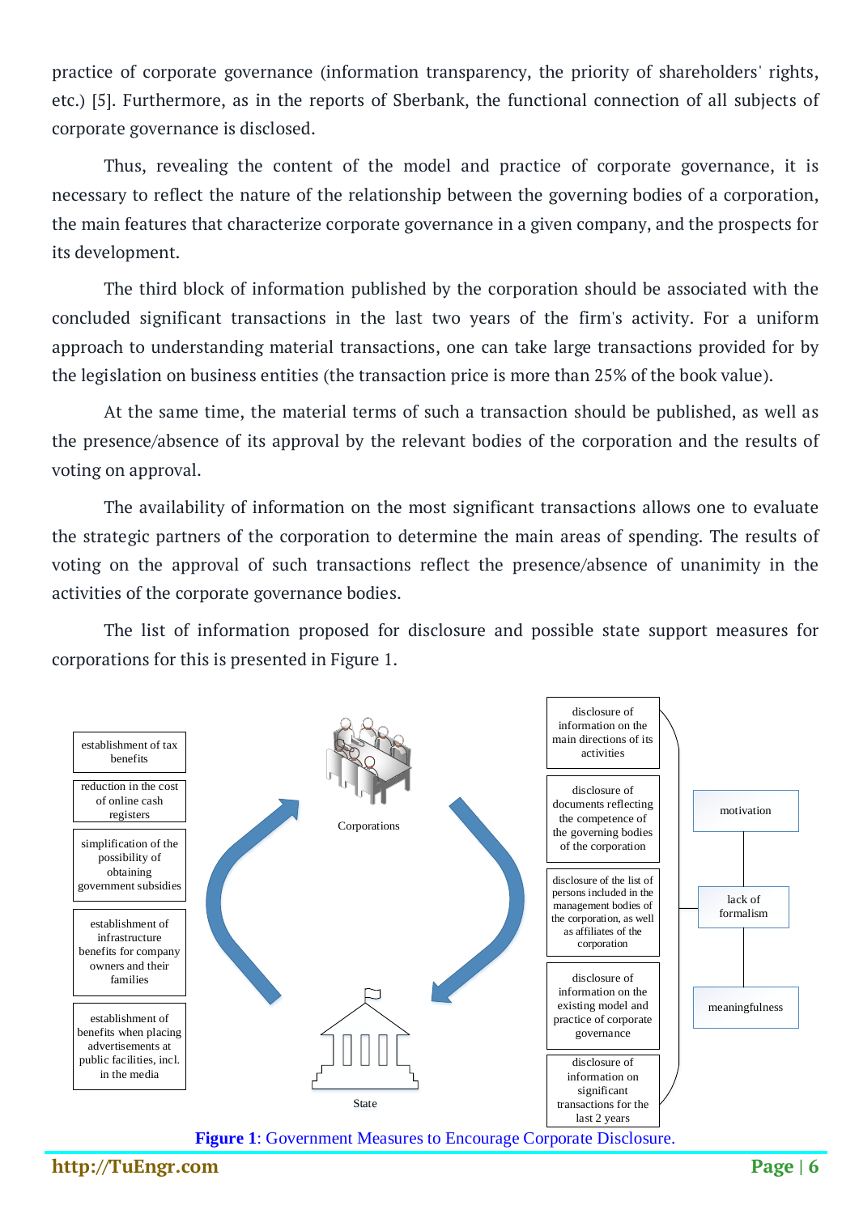practice of corporate governance (information transparency, the priority of shareholders' rights, etc.) [5]. Furthermore, as in the reports of Sberbank, the functional connection of all subjects of corporate governance is disclosed.

Thus, revealing the content of the model and practice of corporate governance, it is necessary to reflect the nature of the relationship between the governing bodies of a corporation, the main features that characterize corporate governance in a given company, and the prospects for its development.

The third block of information published by the corporation should be associated with the concluded significant transactions in the last two years of the firm's activity. For a uniform approach to understanding material transactions, one can take large transactions provided for by the legislation on business entities (the transaction price is more than 25% of the book value).

At the same time, the material terms of such a transaction should be published, as well as the presence/absence of its approval by the relevant bodies of the corporation and the results of voting on approval.

The availability of information on the most significant transactions allows one to evaluate the strategic partners of the corporation to determine the main areas of spending. The results of voting on the approval of such transactions reflect the presence/absence of unanimity in the activities of the corporate governance bodies.

The list of information proposed for disclosure and possible state support measures for corporations for this is presented in Figure 1.

establishment of tax benefits

reduction in the cost of online cash registers

simplification of the possibility of obtaining government subsidies

establishment of infrastructure benefits for company owners and their families

establishment of benefits when placing advertisements at public facilities, incl. in the media

Corporations

State

disclosure of information on the main directions of its activities

disclosure of documents reflecting the competence of the governing bodies of the corporation

disclosure of the list of persons included in the management bodies of the corporation, as well as affiliates of the corporation

disclosure of information on the existing model and practice of corporate governance

disclosure of information on significant transactions for the last 2 years

motivation

lack of formalism

meaningfulness

**Figure 1**: Government Measures to Encourage Corporate Disclosure.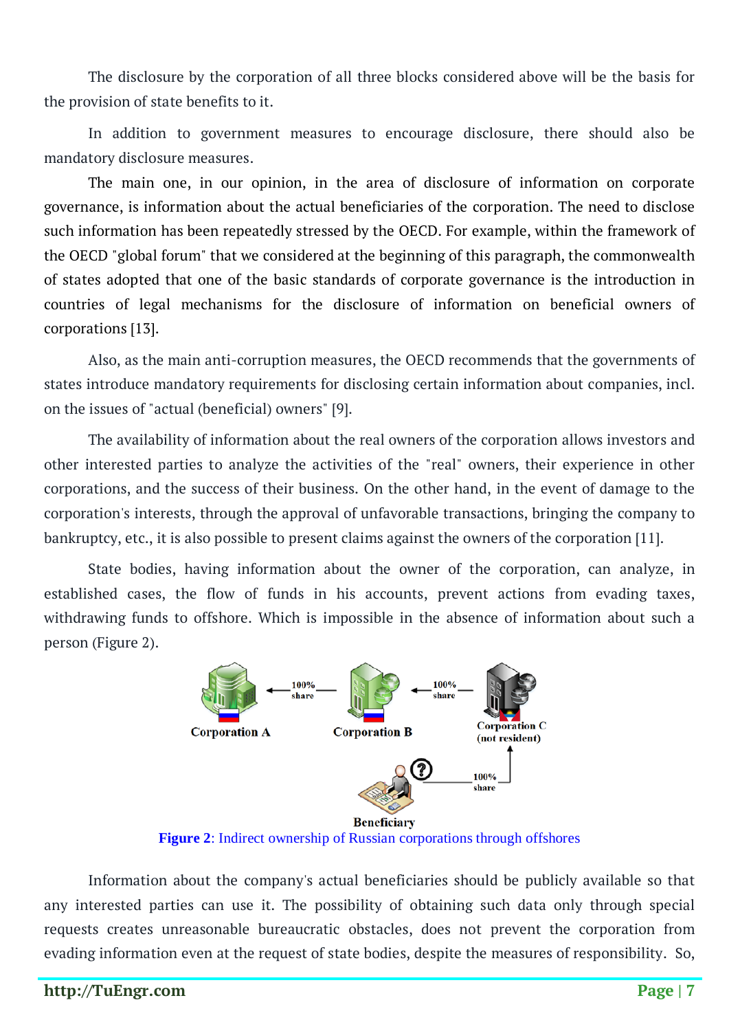The disclosure by the corporation of all three blocks considered above will be the basis for the provision of state benefits to it.

In addition to government measures to encourage disclosure, there should also be mandatory disclosure measures.

The main one, in our opinion, in the area of disclosure of information on corporate governance, is information about the actual beneficiaries of the corporation. The need to disclose such information has been repeatedly stressed by the OECD. For example, within the framework of the OECD "global forum" that we considered at the beginning of this paragraph, the commonwealth of states adopted that one of the basic standards of corporate governance is the introduction in countries of legal mechanisms for the disclosure of information on beneficial owners of corporations [13].

Also, as the main anti-corruption measures, the OECD recommends that the governments of states introduce mandatory requirements for disclosing certain information about companies, incl. on the issues of "actual (beneficial) owners" [9].

The availability of information about the real owners of the corporation allows investors and other interested parties to analyze the activities of the "real" owners, their experience in other corporations, and the success of their business. On the other hand, in the event of damage to the corporation's interests, through the approval of unfavorable transactions, bringing the company to bankruptcy, etc., it is also possible to present claims against the owners of the corporation [11].

State bodies, having information about the owner of the corporation, can analyze, in established cases, the flow of funds in his accounts, prevent actions from evading taxes, withdrawing funds to offshore. Which is impossible in the absence of information about such a person (Figure 2).

**Figure 2**: Indirect ownership of Russian corporations through offshores

Information about the company's actual beneficiaries should be publicly available so that any interested parties can use it. The possibility of obtaining such data only through special requests creates unreasonable bureaucratic obstacles, does not prevent the corporation from evading information even at the request of state bodies, despite the measures of responsibility. So,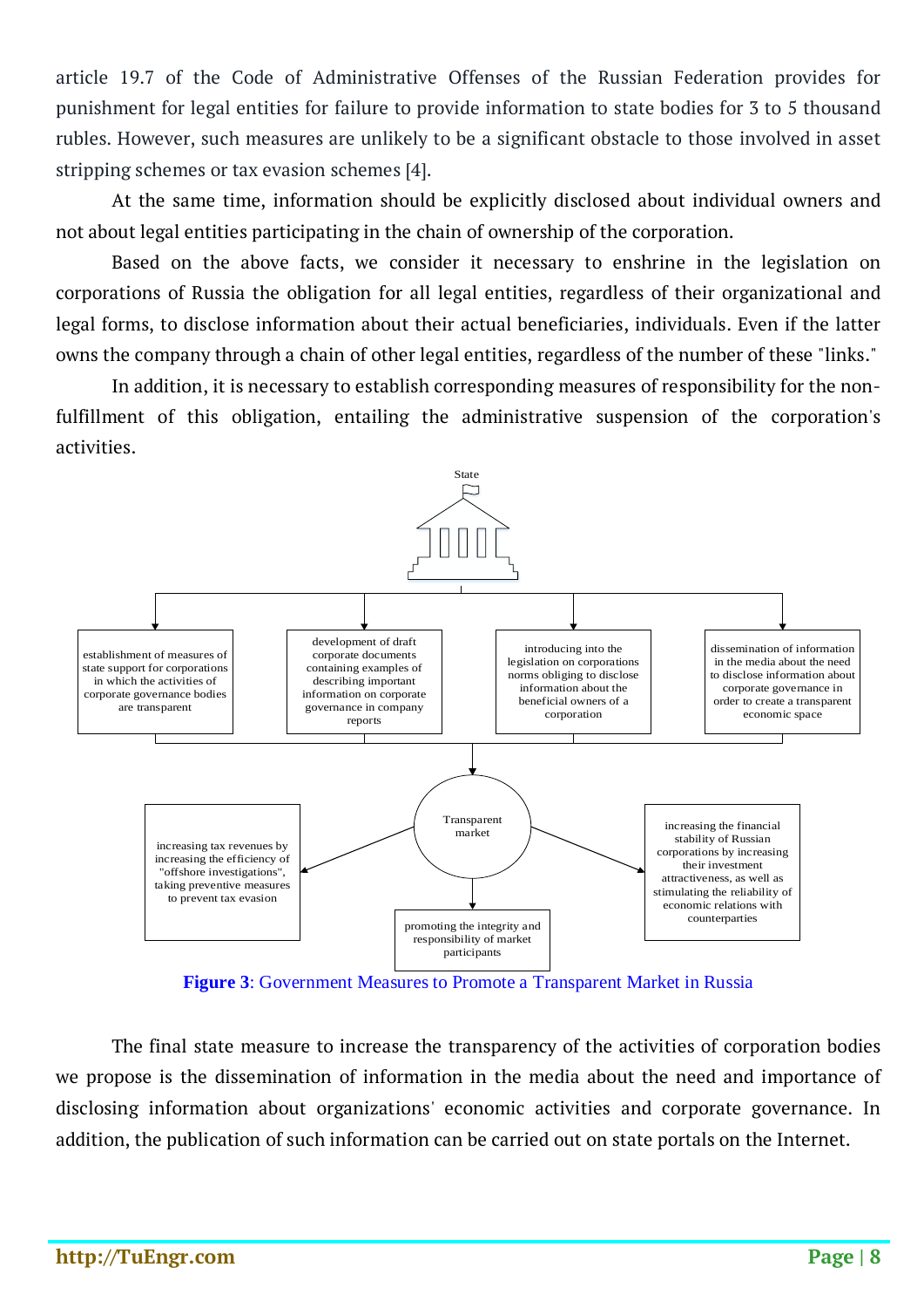article 19.7 of the Code of Administrative Offenses of the Russian Federation provides for punishment for legal entities for failure to provide information to state bodies for 3 to 5 thousand rubles. However, such measures are unlikely to be a significant obstacle to those involved in asset stripping schemes or tax evasion schemes [4].

At the same time, information should be explicitly disclosed about individual owners and not about legal entities participating in the chain of ownership of the corporation.

Based on the above facts, we consider it necessary to enshrine in the legislation on corporations of Russia the obligation for all legal entities, regardless of their organizational and legal forms, to disclose information about their actual beneficiaries, individuals. Even if the latter owns the company through a chain of other legal entities, regardless of the number of these "links."

In addition, it is necessary to establish corresponding measures of responsibility for the non-fulfillment of this obligation, entailing the administrative suspension of the corporation's activities.

State

establishment of measures of state support for corporations in which the activities of corporate governance bodies are transparent

development of draft corporate documents containing examples of describing important information on corporate governance in company reports

introducing into the legislation on corporations norms obliging to disclose information about the beneficial owners of a corporation

dissemination of information in the media about the need to disclose information about corporate governance in order to create a transparent economic space

Transparent market

increasing tax revenues by increasing the efficiency of "offshore investigations", taking preventive measures to prevent tax evasion

promoting the integrity and responsibility of market participants

increasing the financial stability of Russian corporations by increasing their investment attractiveness, as well as stimulating the reliability of economic relations with counterparties

**Figure 3**: Government Measures to Promote a Transparent Market in Russia

The final state measure to increase the transparency of the activities of corporation bodies we propose is the dissemination of information in the media about the need and importance of disclosing information about organizations' economic activities and corporate governance. In addition, the publication of such information can be carried out on state portals on the Internet.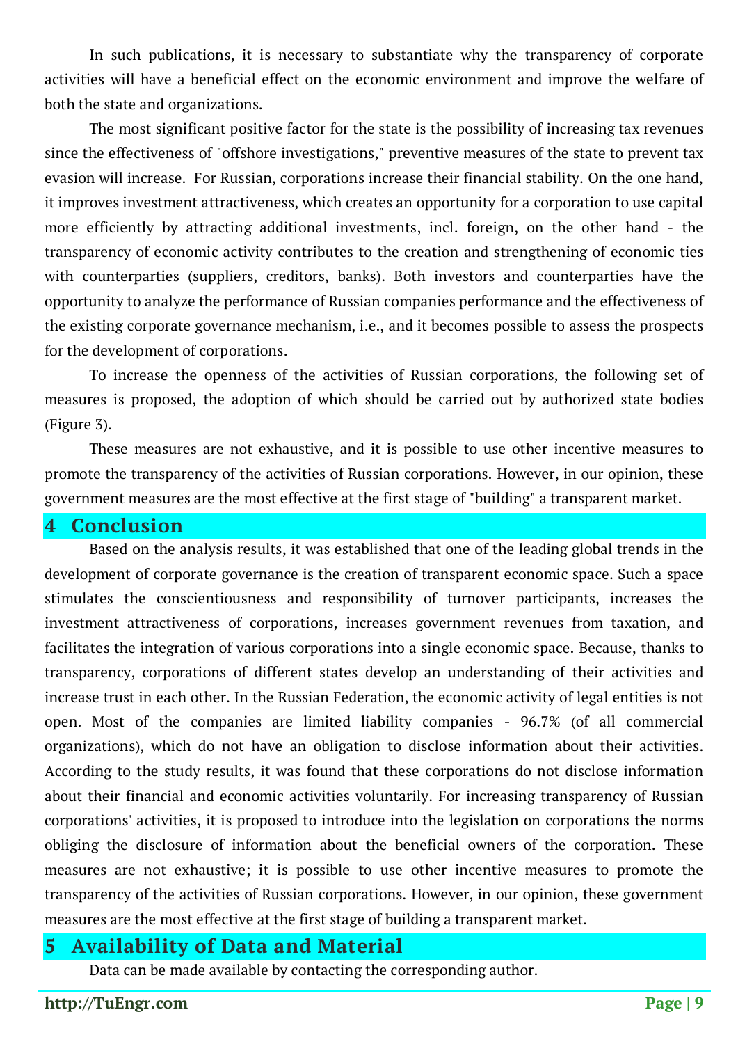In such publications, it is necessary to substantiate why the transparency of corporate activities will have a beneficial effect on the economic environment and improve the welfare of both the state and organizations.

The most significant positive factor for the state is the possibility of increasing tax revenues since the effectiveness of "offshore investigations," preventive measures of the state to prevent tax evasion will increase. For Russian, corporations increase their financial stability. On the one hand, it improves investment attractiveness, which creates an opportunity for a corporation to use capital more efficiently by attracting additional investments, incl. foreign, on the other hand - the transparency of economic activity contributes to the creation and strengthening of economic ties with counterparties (suppliers, creditors, banks). Both investors and counterparties have the opportunity to analyze the performance of Russian companies performance and the effectiveness of the existing corporate governance mechanism, i.e., and it becomes possible to assess the prospects for the development of corporations.

To increase the openness of the activities of Russian corporations, the following set of measures is proposed, the adoption of which should be carried out by authorized state bodies (Figure 3).

These measures are not exhaustive, and it is possible to use other incentive measures to promote the transparency of the activities of Russian corporations. However, in our opinion, these government measures are the most effective at the first stage of "building" a transparent market.

## 4 Conclusion

Based on the analysis results, it was established that one of the leading global trends in the development of corporate governance is the creation of transparent economic space. Such a space stimulates the conscientiousness and responsibility of turnover participants, increases the investment attractiveness of corporations, increases government revenues from taxation, and facilitates the integration of various corporations into a single economic space. Because, thanks to transparency, corporations of different states develop an understanding of their activities and increase trust in each other. In the Russian Federation, the economic activity of legal entities is not open. Most of the companies are limited liability companies - 96.7% (of all commercial organizations), which do not have an obligation to disclose information about their activities. According to the study results, it was found that these corporations do not disclose information about their financial and economic activities voluntarily. For increasing transparency of Russian corporations' activities, it is proposed to introduce into the legislation on corporations the norms obliging the disclosure of information about the beneficial owners of the corporation. These measures are not exhaustive; it is possible to use other incentive measures to promote the transparency of the activities of Russian corporations. However, in our opinion, these government measures are the most effective at the first stage of building a transparent market.

## 5 Availability of Data and Material

Data can be made available by contacting the corresponding author.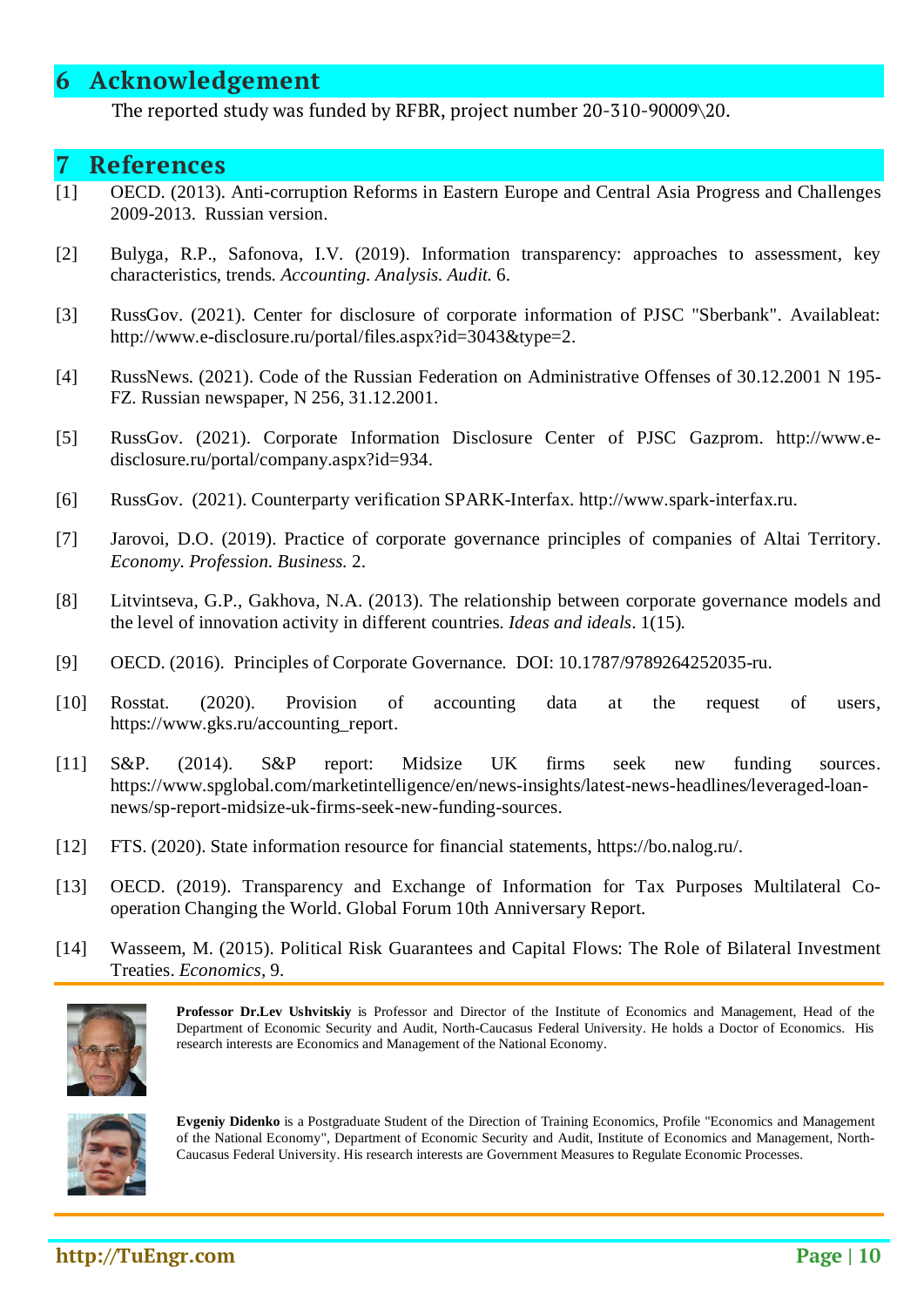## 6 Acknowledgement

The reported study was funded by RFBR, project number 20-310-90009\20.

## 7 References

[1] OECD. (2013). Anti-corruption Reforms in Eastern Europe and Central Asia Progress and Challenges 2009-2013. Russian version.

[2] Bulyga, R.P., Safonova, I.V. (2019). Information transparency: approaches to assessment, key characteristics, trends. *Accounting. Analysis. Audit.* 6.

[3] RussGov. (2021). Center for disclosure of corporate information of PJSC "Sberbank". Availableat: http://www.e-disclosure.ru/portal/files.aspx?id=3043&type=2.

[4] RussNews. (2021). Code of the Russian Federation on Administrative Offenses of 30.12.2001 N 195-FZ. Russian newspaper, N 256, 31.12.2001.

[5] RussGov. (2021). Corporate Information Disclosure Center of PJSC Gazprom. http://www.e-disclosure.ru/portal/company.aspx?id=934.

[6] RussGov. (2021). Counterparty verification SPARK-Interfax. http://www.spark-interfax.ru.

[7] Jarovoi, D.O. (2019). Practice of corporate governance principles of companies of Altai Territory. *Economy. Profession. Business.* 2.

[8] Litvintseva, G.P., Gakhova, N.A. (2013). The relationship between corporate governance models and the level of innovation activity in different countries. *Ideas and ideals*. 1(15).

[9] OECD. (2016). Principles of Corporate Governance. DOI: 10.1787/9789264252035-ru.

[10] Rosstat. (2020). Provision of accounting data at the request of users, https://www.gks.ru/accounting_report.

[11] S&P. (2014). S&P report: Midsize UK firms seek new funding sources. https://www.spglobal.com/marketintelligence/en/news-insights/latest-news-headlines/leveraged-loan-news/sp-report-midsize-uk-firms-seek-new-funding-sources.

[12] FTS. (2020). State information resource for financial statements, https://bo.nalog.ru/.

[13] OECD. (2019). Transparency and Exchange of Information for Tax Purposes Multilateral Co-operation Changing the World. Global Forum 10th Anniversary Report.

[14] Wasseem, M. (2015). Political Risk Guarantees and Capital Flows: The Role of Bilateral Investment Treaties. *Economics*, 9.

---

**Professor Dr.Lev Ushvitskiy** is Professor and Director of the Institute of Economics and Management, Head of the Department of Economic Security and Audit, North-Caucasus Federal University. He holds a Doctor of Economics. His research interests are Economics and Management of the National Economy.

**Evgeniy Didenko** is a Postgraduate Student of the Direction of Training Economics, Profile "Economics and Management of the National Economy", Department of Economic Security and Audit, Institute of Economics and Management, North-Caucasus Federal University. His research interests are Government Measures to Regulate Economic Processes.